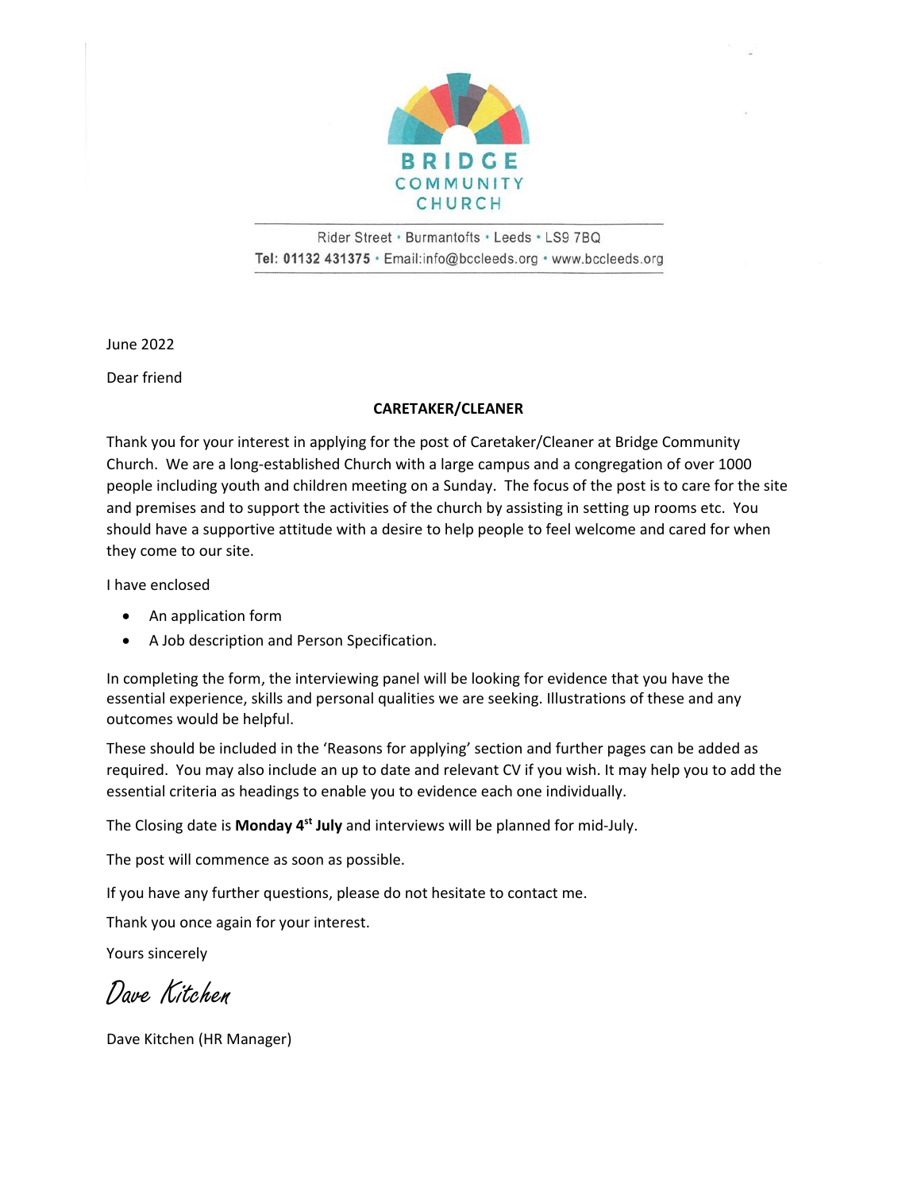**BRIDGE COMMUNITY CHURCH**

Rider Street • Burmantofts • Leeds • LS9 7BQ

**Tel: 01132 431375** • Email:info@bccleeds.org • www.bccleeds.org

June 2022

Dear friend

**CARETAKER/CLEANER**

Thank you for your interest in applying for the post of Caretaker/Cleaner at Bridge Community Church. We are a long-established Church with a large campus and a congregation of over 1000 people including youth and children meeting on a Sunday. The focus of the post is to care for the site and premises and to support the activities of the church by assisting in setting up rooms etc. You should have a supportive attitude with a desire to help people to feel welcome and cared for when they come to our site.

I have enclosed

- An application form
- A Job description and Person Specification.

In completing the form, the interviewing panel will be looking for evidence that you have the essential experience, skills and personal qualities we are seeking. Illustrations of these and any outcomes would be helpful.

These should be included in the 'Reasons for applying' section and further pages can be added as required. You may also include an up to date and relevant CV if you wish. It may help you to add the essential criteria as headings to enable you to evidence each one individually.

The Closing date is **Monday 4th July** and interviews will be planned for mid-July.

The post will commence as soon as possible.

If you have any further questions, please do not hesitate to contact me.

Thank you once again for your interest.

Yours sincerely

*Dave Kitchen*

Dave Kitchen (HR Manager)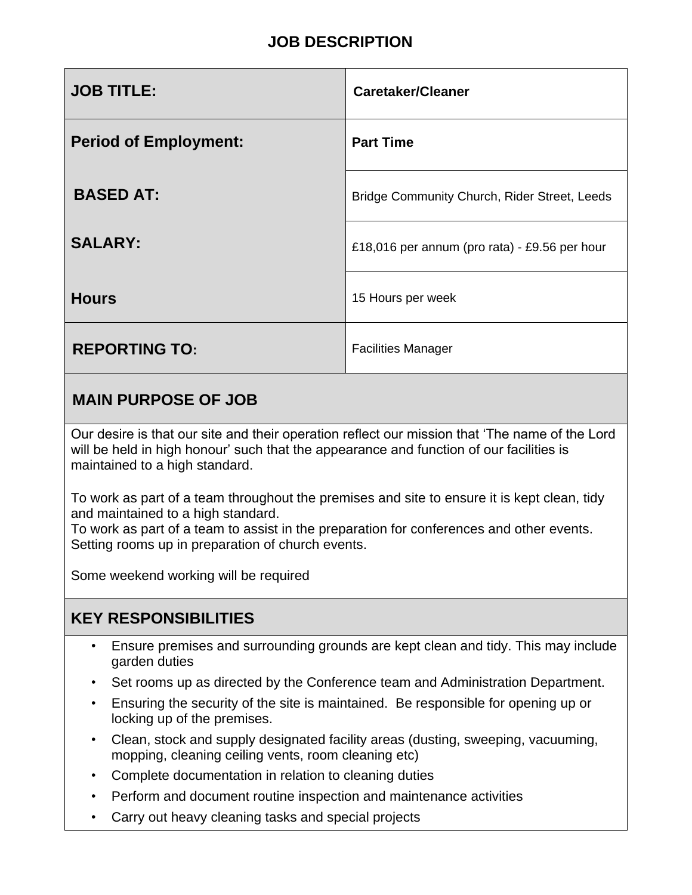# JOB DESCRIPTION

| | |
|---|---|
| **JOB TITLE:** | **Caretaker/Cleaner** |
| **Period of Employment:** | **Part Time** |
| **BASED AT:** | Bridge Community Church, Rider Street, Leeds |
| **SALARY:** | £18,016 per annum (pro rata) - £9.56 per hour |
| **Hours** | 15 Hours per week |
| **REPORTING TO:** | Facilities Manager |

## MAIN PURPOSE OF JOB

Our desire is that our site and their operation reflect our mission that 'The name of the Lord will be held in high honour' such that the appearance and function of our facilities is maintained to a high standard.

To work as part of a team throughout the premises and site to ensure it is kept clean, tidy and maintained to a high standard.
To work as part of a team to assist in the preparation for conferences and other events.
Setting rooms up in preparation of church events.

Some weekend working will be required

## KEY RESPONSIBILITIES

- Ensure premises and surrounding grounds are kept clean and tidy. This may include garden duties
- Set rooms up as directed by the Conference team and Administration Department.
- Ensuring the security of the site is maintained. Be responsible for opening up or locking up of the premises.
- Clean, stock and supply designated facility areas (dusting, sweeping, vacuuming, mopping, cleaning ceiling vents, room cleaning etc)
- Complete documentation in relation to cleaning duties
- Perform and document routine inspection and maintenance activities
- Carry out heavy cleaning tasks and special projects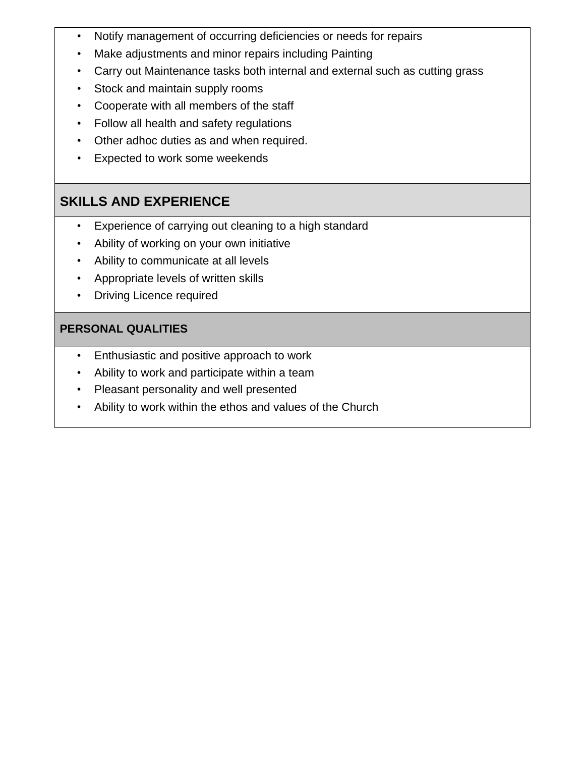- Notify management of occurring deficiencies or needs for repairs
- Make adjustments and minor repairs including Painting
- Carry out Maintenance tasks both internal and external such as cutting grass
- Stock and maintain supply rooms
- Cooperate with all members of the staff
- Follow all health and safety regulations
- Other adhoc duties as and when required.
- Expected to work some weekends

## SKILLS AND EXPERIENCE

- Experience of carrying out cleaning to a high standard
- Ability of working on your own initiative
- Ability to communicate at all levels
- Appropriate levels of written skills
- Driving Licence required

## PERSONAL QUALITIES

- Enthusiastic and positive approach to work
- Ability to work and participate within a team
- Pleasant personality and well presented
- Ability to work within the ethos and values of the Church